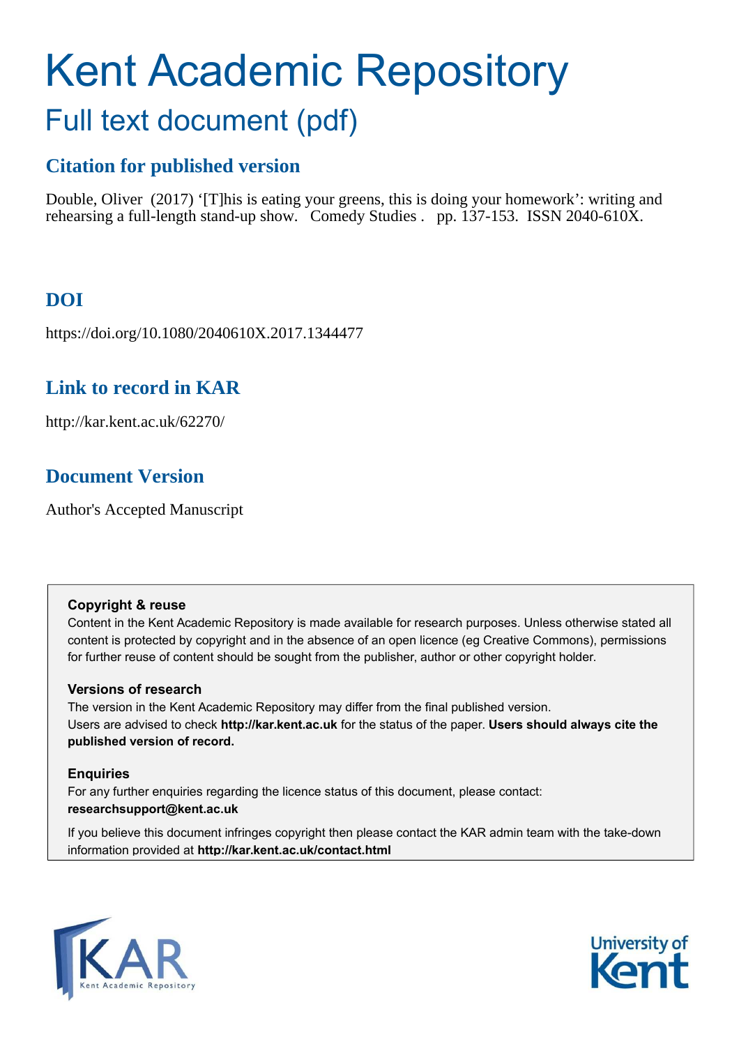# Kent Academic Repository

## Full text document (pdf)

### Citation for published version

Double, Oliver (2017) '[T]his is eating your greens, this is doing your homework': writing and rehearsing a full-length stand-up show. Comedy Studies . pp. 137-153. ISSN 2040-610X.

### DOI

https://doi.org/10.1080/2040610X.2017.1344477

### Link to record in KAR

http://kar.kent.ac.uk/62270/

### Document Version

Author's Accepted Manuscript

**Copyright & reuse**

Content in the Kent Academic Repository is made available for research purposes. Unless otherwise stated all content is protected by copyright and in the absence of an open licence (eg Creative Commons), permissions for further reuse of content should be sought from the publisher, author or other copyright holder.

**Versions of research**

The version in the Kent Academic Repository may differ from the final published version.
Users are advised to check **http://kar.kent.ac.uk** for the status of the paper. **Users should always cite the published version of record.**

**Enquiries**

For any further enquiries regarding the licence status of this document, please contact:
**researchsupport@kent.ac.uk**

If you believe this document infringes copyright then please contact the KAR admin team with the take-down information provided at **http://kar.kent.ac.uk/contact.html**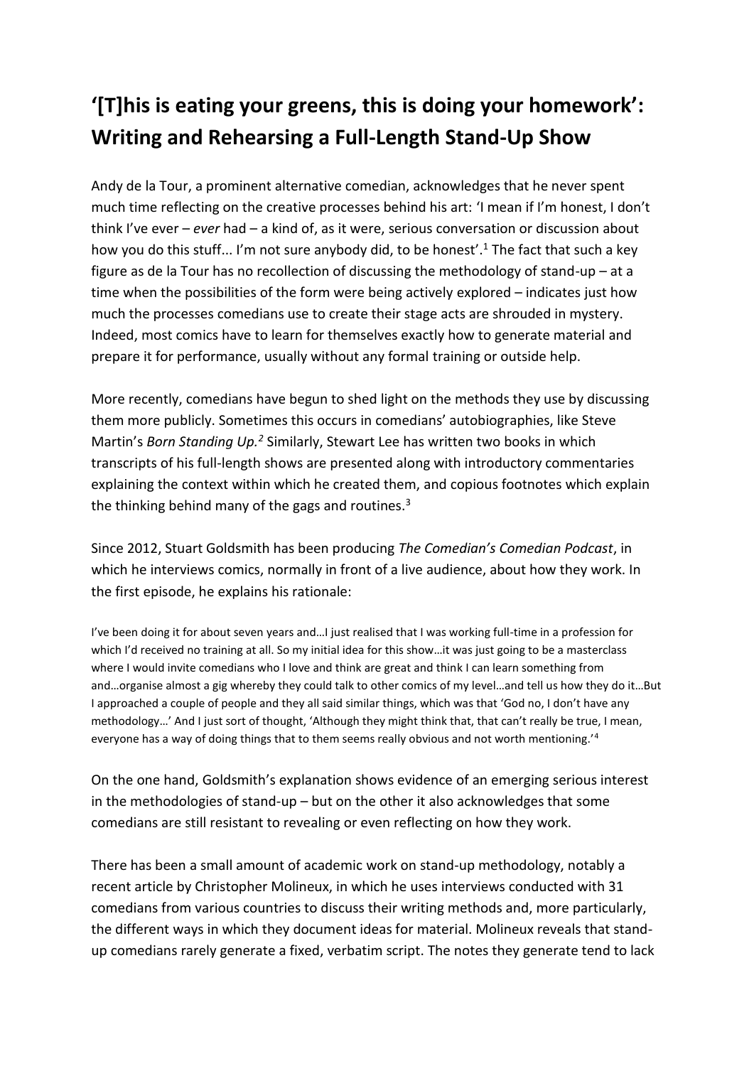# ‘[T]his is eating your greens, this is doing your homework’: Writing and Rehearsing a Full-Length Stand-Up Show

Andy de la Tour, a prominent alternative comedian, acknowledges that he never spent much time reflecting on the creative processes behind his art: ‘I mean if I’m honest, I don’t think I’ve ever – *ever* had – a kind of, as it were, serious conversation or discussion about how you do this stuff... I’m not sure anybody did, to be honest’.[1] The fact that such a key figure as de la Tour has no recollection of discussing the methodology of stand-up – at a time when the possibilities of the form were being actively explored – indicates just how much the processes comedians use to create their stage acts are shrouded in mystery. Indeed, most comics have to learn for themselves exactly how to generate material and prepare it for performance, usually without any formal training or outside help.

More recently, comedians have begun to shed light on the methods they use by discussing them more publicly. Sometimes this occurs in comedians’ autobiographies, like Steve Martin’s *Born Standing Up.*[2] Similarly, Stewart Lee has written two books in which transcripts of his full-length shows are presented along with introductory commentaries explaining the context within which he created them, and copious footnotes which explain the thinking behind many of the gags and routines.[3]

Since 2012, Stuart Goldsmith has been producing *The Comedian’s Comedian Podcast*, in which he interviews comics, normally in front of a live audience, about how they work. In the first episode, he explains his rationale:

> I’ve been doing it for about seven years and…I just realised that I was working full-time in a profession for which I’d received no training at all. So my initial idea for this show…it was just going to be a masterclass where I would invite comedians who I love and think are great and think I can learn something from and…organise almost a gig whereby they could talk to other comics of my level…and tell us how they do it…But I approached a couple of people and they all said similar things, which was that ‘God no, I don’t have any methodology…’ And I just sort of thought, ‘Although they might think that, that can’t really be true, I mean, everyone has a way of doing things that to them seems really obvious and not worth mentioning.’[4]

On the one hand, Goldsmith’s explanation shows evidence of an emerging serious interest in the methodologies of stand-up – but on the other it also acknowledges that some comedians are still resistant to revealing or even reflecting on how they work.

There has been a small amount of academic work on stand-up methodology, notably a recent article by Christopher Molineux, in which he uses interviews conducted with 31 comedians from various countries to discuss their writing methods and, more particularly, the different ways in which they document ideas for material. Molineux reveals that stand-up comedians rarely generate a fixed, verbatim script. The notes they generate tend to lack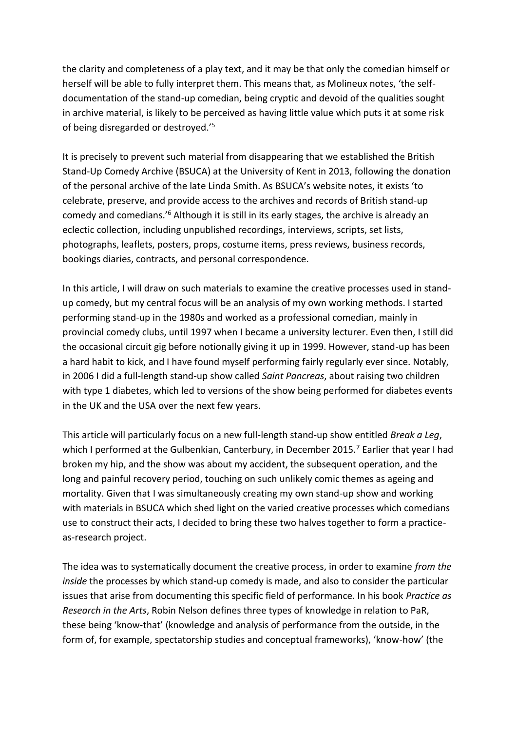the clarity and completeness of a play text, and it may be that only the comedian himself or herself will be able to fully interpret them. This means that, as Molineux notes, 'the self-documentation of the stand-up comedian, being cryptic and devoid of the qualities sought in archive material, is likely to be perceived as having little value which puts it at some risk of being disregarded or destroyed.'[5]

It is precisely to prevent such material from disappearing that we established the British Stand-Up Comedy Archive (BSUCA) at the University of Kent in 2013, following the donation of the personal archive of the late Linda Smith. As BSUCA's website notes, it exists 'to celebrate, preserve, and provide access to the archives and records of British stand-up comedy and comedians.'[6] Although it is still in its early stages, the archive is already an eclectic collection, including unpublished recordings, interviews, scripts, set lists, photographs, leaflets, posters, props, costume items, press reviews, business records, bookings diaries, contracts, and personal correspondence.

In this article, I will draw on such materials to examine the creative processes used in stand-up comedy, but my central focus will be an analysis of my own working methods. I started performing stand-up in the 1980s and worked as a professional comedian, mainly in provincial comedy clubs, until 1997 when I became a university lecturer. Even then, I still did the occasional circuit gig before notionally giving it up in 1999. However, stand-up has been a hard habit to kick, and I have found myself performing fairly regularly ever since. Notably, in 2006 I did a full-length stand-up show called *Saint Pancreas*, about raising two children with type 1 diabetes, which led to versions of the show being performed for diabetes events in the UK and the USA over the next few years.

This article will particularly focus on a new full-length stand-up show entitled *Break a Leg*, which I performed at the Gulbenkian, Canterbury, in December 2015.[7] Earlier that year I had broken my hip, and the show was about my accident, the subsequent operation, and the long and painful recovery period, touching on such unlikely comic themes as ageing and mortality. Given that I was simultaneously creating my own stand-up show and working with materials in BSUCA which shed light on the varied creative processes which comedians use to construct their acts, I decided to bring these two halves together to form a practice-as-research project.

The idea was to systematically document the creative process, in order to examine *from the inside* the processes by which stand-up comedy is made, and also to consider the particular issues that arise from documenting this specific field of performance. In his book *Practice as Research in the Arts*, Robin Nelson defines three types of knowledge in relation to PaR, these being 'know-that' (knowledge and analysis of performance from the outside, in the form of, for example, spectatorship studies and conceptual frameworks), 'know-how' (the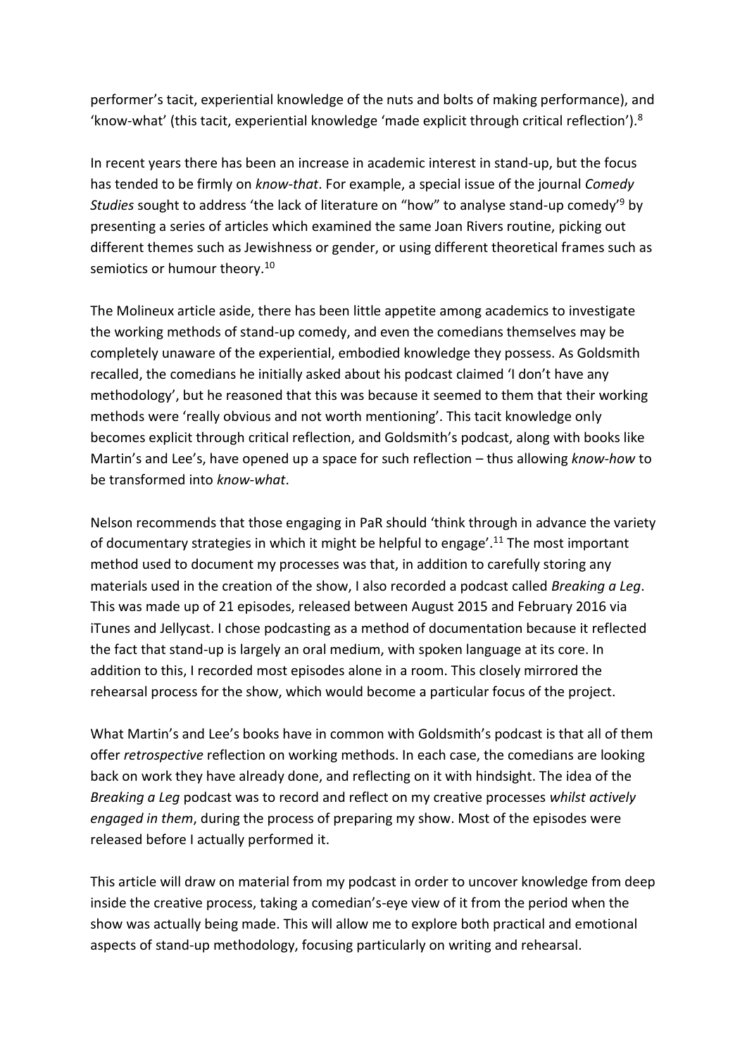performer's tacit, experiential knowledge of the nuts and bolts of making performance), and 'know-what' (this tacit, experiential knowledge 'made explicit through critical reflection').[8]

In recent years there has been an increase in academic interest in stand-up, but the focus has tended to be firmly on *know-that*. For example, a special issue of the journal *Comedy Studies* sought to address 'the lack of literature on "how" to analyse stand-up comedy'[9] by presenting a series of articles which examined the same Joan Rivers routine, picking out different themes such as Jewishness or gender, or using different theoretical frames such as semiotics or humour theory.[10]

The Molineux article aside, there has been little appetite among academics to investigate the working methods of stand-up comedy, and even the comedians themselves may be completely unaware of the experiential, embodied knowledge they possess. As Goldsmith recalled, the comedians he initially asked about his podcast claimed 'I don't have any methodology', but he reasoned that this was because it seemed to them that their working methods were 'really obvious and not worth mentioning'. This tacit knowledge only becomes explicit through critical reflection, and Goldsmith's podcast, along with books like Martin's and Lee's, have opened up a space for such reflection – thus allowing *know-how* to be transformed into *know-what*.

Nelson recommends that those engaging in PaR should 'think through in advance the variety of documentary strategies in which it might be helpful to engage'.[11] The most important method used to document my processes was that, in addition to carefully storing any materials used in the creation of the show, I also recorded a podcast called *Breaking a Leg*. This was made up of 21 episodes, released between August 2015 and February 2016 via iTunes and Jellycast. I chose podcasting as a method of documentation because it reflected the fact that stand-up is largely an oral medium, with spoken language at its core. In addition to this, I recorded most episodes alone in a room. This closely mirrored the rehearsal process for the show, which would become a particular focus of the project.

What Martin's and Lee's books have in common with Goldsmith's podcast is that all of them offer *retrospective* reflection on working methods. In each case, the comedians are looking back on work they have already done, and reflecting on it with hindsight. The idea of the *Breaking a Leg* podcast was to record and reflect on my creative processes *whilst actively engaged in them*, during the process of preparing my show. Most of the episodes were released before I actually performed it.

This article will draw on material from my podcast in order to uncover knowledge from deep inside the creative process, taking a comedian's-eye view of it from the period when the show was actually being made. This will allow me to explore both practical and emotional aspects of stand-up methodology, focusing particularly on writing and rehearsal.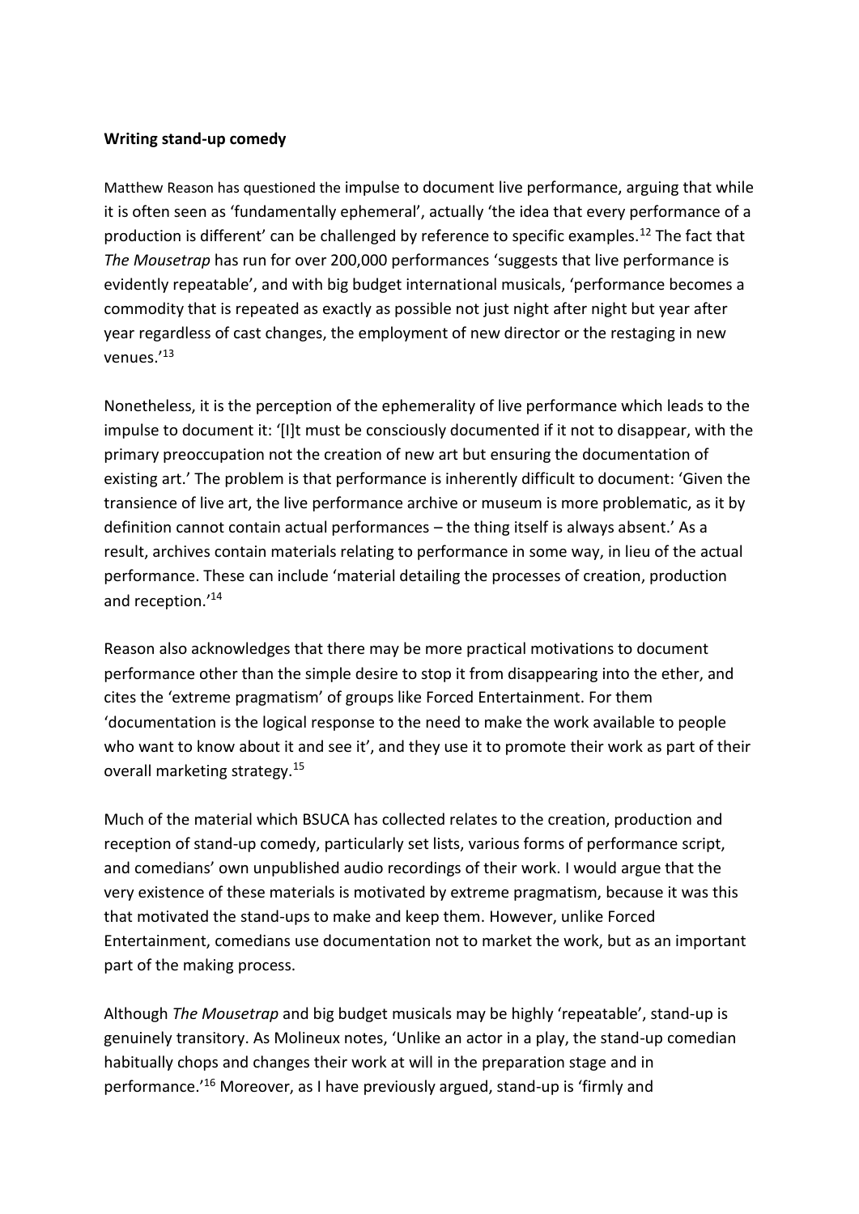**Writing stand-up comedy**

Matthew Reason has questioned the impulse to document live performance, arguing that while it is often seen as 'fundamentally ephemeral', actually 'the idea that every performance of a production is different' can be challenged by reference to specific examples.[12] The fact that *The Mousetrap* has run for over 200,000 performances 'suggests that live performance is evidently repeatable', and with big budget international musicals, 'performance becomes a commodity that is repeated as exactly as possible not just night after night but year after year regardless of cast changes, the employment of new director or the restaging in new venues.'[13]

Nonetheless, it is the perception of the ephemerality of live performance which leads to the impulse to document it: '[I]t must be consciously documented if it not to disappear, with the primary preoccupation not the creation of new art but ensuring the documentation of existing art.' The problem is that performance is inherently difficult to document: 'Given the transience of live art, the live performance archive or museum is more problematic, as it by definition cannot contain actual performances – the thing itself is always absent.' As a result, archives contain materials relating to performance in some way, in lieu of the actual performance. These can include 'material detailing the processes of creation, production and reception.'[14]

Reason also acknowledges that there may be more practical motivations to document performance other than the simple desire to stop it from disappearing into the ether, and cites the 'extreme pragmatism' of groups like Forced Entertainment. For them 'documentation is the logical response to the need to make the work available to people who want to know about it and see it', and they use it to promote their work as part of their overall marketing strategy.[15]

Much of the material which BSUCA has collected relates to the creation, production and reception of stand-up comedy, particularly set lists, various forms of performance script, and comedians' own unpublished audio recordings of their work. I would argue that the very existence of these materials is motivated by extreme pragmatism, because it was this that motivated the stand-ups to make and keep them. However, unlike Forced Entertainment, comedians use documentation not to market the work, but as an important part of the making process.

Although *The Mousetrap* and big budget musicals may be highly 'repeatable', stand-up is genuinely transitory. As Molineux notes, 'Unlike an actor in a play, the stand-up comedian habitually chops and changes their work at will in the preparation stage and in performance.'[16] Moreover, as I have previously argued, stand-up is 'firmly and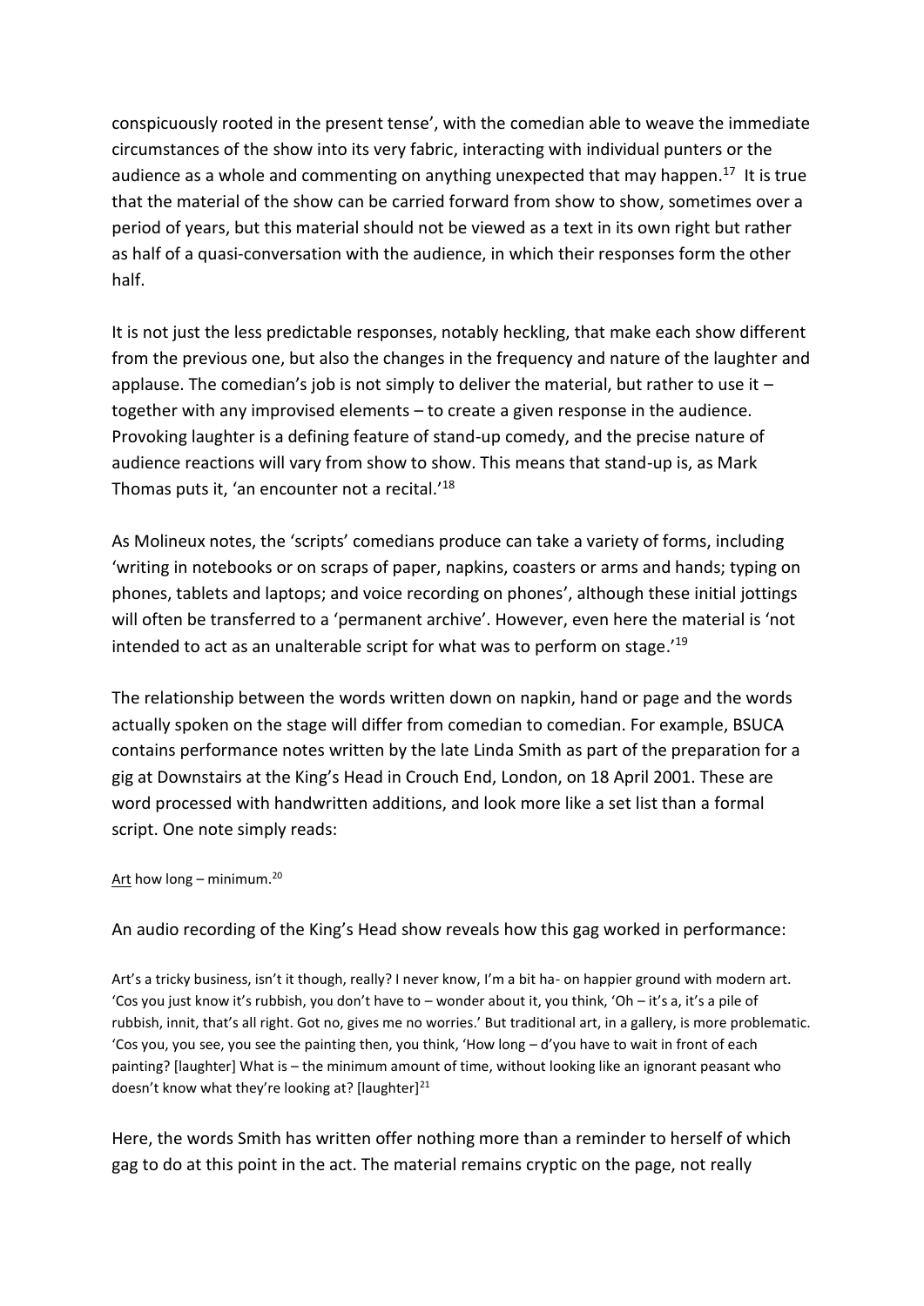conspicuously rooted in the present tense', with the comedian able to weave the immediate circumstances of the show into its very fabric, interacting with individual punters or the audience as a whole and commenting on anything unexpected that may happen.[17] It is true that the material of the show can be carried forward from show to show, sometimes over a period of years, but this material should not be viewed as a text in its own right but rather as half of a quasi-conversation with the audience, in which their responses form the other half.

It is not just the less predictable responses, notably heckling, that make each show different from the previous one, but also the changes in the frequency and nature of the laughter and applause. The comedian's job is not simply to deliver the material, but rather to use it – together with any improvised elements – to create a given response in the audience. Provoking laughter is a defining feature of stand-up comedy, and the precise nature of audience reactions will vary from show to show. This means that stand-up is, as Mark Thomas puts it, 'an encounter not a recital.'[18]

As Molineux notes, the 'scripts' comedians produce can take a variety of forms, including 'writing in notebooks or on scraps of paper, napkins, coasters or arms and hands; typing on phones, tablets and laptops; and voice recording on phones', although these initial jottings will often be transferred to a 'permanent archive'. However, even here the material is 'not intended to act as an unalterable script for what was to perform on stage.'[19]

The relationship between the words written down on napkin, hand or page and the words actually spoken on the stage will differ from comedian to comedian. For example, BSUCA contains performance notes written by the late Linda Smith as part of the preparation for a gig at Downstairs at the King's Head in Crouch End, London, on 18 April 2001. These are word processed with handwritten additions, and look more like a set list than a formal script. One note simply reads:

<u>Art</u> how long – minimum.[20]

An audio recording of the King's Head show reveals how this gag worked in performance:

> Art's a tricky business, isn't it though, really? I never know, I'm a bit ha- on happier ground with modern art. 'Cos you just know it's rubbish, you don't have to – wonder about it, you think, 'Oh – it's a, it's a pile of rubbish, innit, that's all right. Got no, gives me no worries.' But traditional art, in a gallery, is more problematic. 'Cos you, you see, you see the painting then, you think, 'How long – d'you have to wait in front of each painting? [laughter] What is – the minimum amount of time, without looking like an ignorant peasant who doesn't know what they're looking at? [laughter][21]

Here, the words Smith has written offer nothing more than a reminder to herself of which gag to do at this point in the act. The material remains cryptic on the page, not really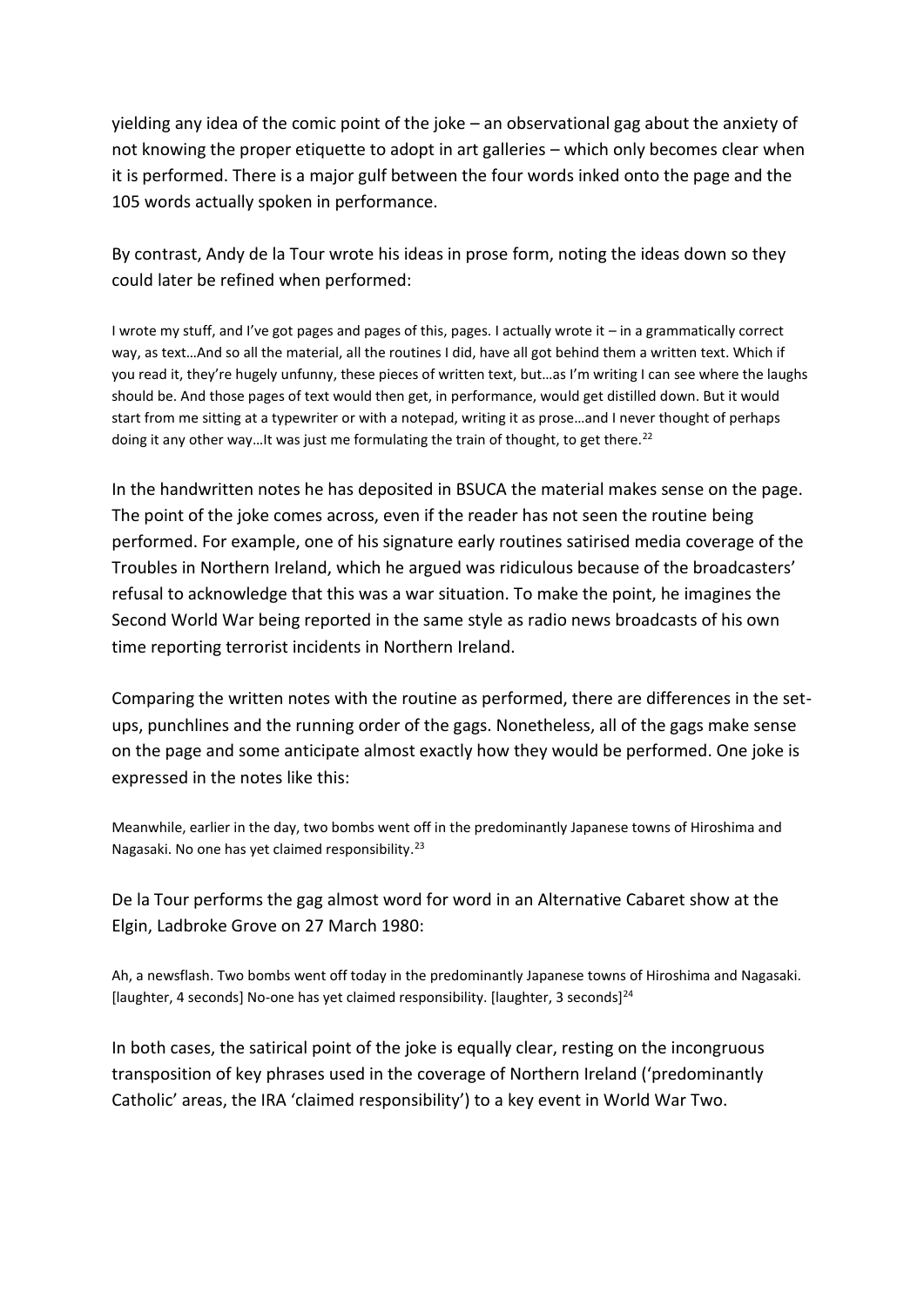yielding any idea of the comic point of the joke – an observational gag about the anxiety of not knowing the proper etiquette to adopt in art galleries – which only becomes clear when it is performed. There is a major gulf between the four words inked onto the page and the 105 words actually spoken in performance.

By contrast, Andy de la Tour wrote his ideas in prose form, noting the ideas down so they could later be refined when performed:

> I wrote my stuff, and I've got pages and pages of this, pages. I actually wrote it – in a grammatically correct way, as text…And so all the material, all the routines I did, have all got behind them a written text. Which if you read it, they're hugely unfunny, these pieces of written text, but…as I'm writing I can see where the laughs should be. And those pages of text would then get, in performance, would get distilled down. But it would start from me sitting at a typewriter or with a notepad, writing it as prose…and I never thought of perhaps doing it any other way…It was just me formulating the train of thought, to get there.[22]

In the handwritten notes he has deposited in BSUCA the material makes sense on the page. The point of the joke comes across, even if the reader has not seen the routine being performed. For example, one of his signature early routines satirised media coverage of the Troubles in Northern Ireland, which he argued was ridiculous because of the broadcasters' refusal to acknowledge that this was a war situation. To make the point, he imagines the Second World War being reported in the same style as radio news broadcasts of his own time reporting terrorist incidents in Northern Ireland.

Comparing the written notes with the routine as performed, there are differences in the set-ups, punchlines and the running order of the gags. Nonetheless, all of the gags make sense on the page and some anticipate almost exactly how they would be performed. One joke is expressed in the notes like this:

> Meanwhile, earlier in the day, two bombs went off in the predominantly Japanese towns of Hiroshima and Nagasaki. No one has yet claimed responsibility.[23]

De la Tour performs the gag almost word for word in an Alternative Cabaret show at the Elgin, Ladbroke Grove on 27 March 1980:

> Ah, a newsflash. Two bombs went off today in the predominantly Japanese towns of Hiroshima and Nagasaki. [laughter, 4 seconds] No-one has yet claimed responsibility. [laughter, 3 seconds][24]

In both cases, the satirical point of the joke is equally clear, resting on the incongruous transposition of key phrases used in the coverage of Northern Ireland ('predominantly Catholic' areas, the IRA 'claimed responsibility') to a key event in World War Two.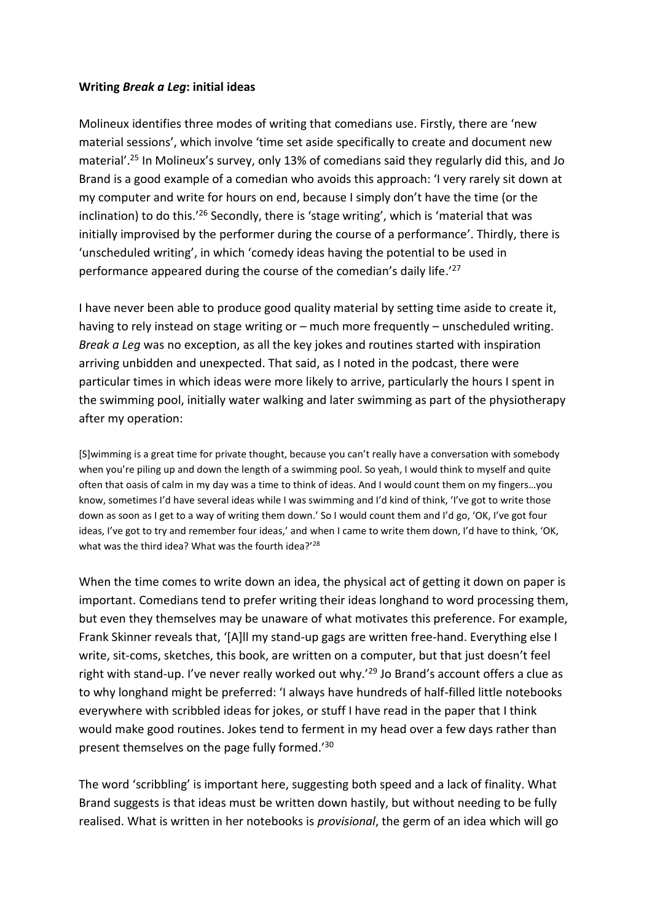**Writing *Break a Leg*: initial ideas**

Molineux identifies three modes of writing that comedians use. Firstly, there are 'new material sessions', which involve 'time set aside specifically to create and document new material'.[25] In Molineux's survey, only 13% of comedians said they regularly did this, and Jo Brand is a good example of a comedian who avoids this approach: 'I very rarely sit down at my computer and write for hours on end, because I simply don't have the time (or the inclination) to do this.'[26] Secondly, there is 'stage writing', which is 'material that was initially improvised by the performer during the course of a performance'. Thirdly, there is 'unscheduled writing', in which 'comedy ideas having the potential to be used in performance appeared during the course of the comedian's daily life.'[27]

I have never been able to produce good quality material by setting time aside to create it, having to rely instead on stage writing or – much more frequently – unscheduled writing. *Break a Leg* was no exception, as all the key jokes and routines started with inspiration arriving unbidden and unexpected. That said, as I noted in the podcast, there were particular times in which ideas were more likely to arrive, particularly the hours I spent in the swimming pool, initially water walking and later swimming as part of the physiotherapy after my operation:

> [S]wimming is a great time for private thought, because you can't really have a conversation with somebody when you're piling up and down the length of a swimming pool. So yeah, I would think to myself and quite often that oasis of calm in my day was a time to think of ideas. And I would count them on my fingers…you know, sometimes I'd have several ideas while I was swimming and I'd kind of think, 'I've got to write those down as soon as I get to a way of writing them down.' So I would count them and I'd go, 'OK, I've got four ideas, I've got to try and remember four ideas,' and when I came to write them down, I'd have to think, 'OK, what was the third idea? What was the fourth idea?'[28]

When the time comes to write down an idea, the physical act of getting it down on paper is important. Comedians tend to prefer writing their ideas longhand to word processing them, but even they themselves may be unaware of what motivates this preference. For example, Frank Skinner reveals that, '[A]ll my stand-up gags are written free-hand. Everything else I write, sit-coms, sketches, this book, are written on a computer, but that just doesn't feel right with stand-up. I've never really worked out why.'[29] Jo Brand's account offers a clue as to why longhand might be preferred: 'I always have hundreds of half-filled little notebooks everywhere with scribbled ideas for jokes, or stuff I have read in the paper that I think would make good routines. Jokes tend to ferment in my head over a few days rather than present themselves on the page fully formed.'[30]

The word 'scribbling' is important here, suggesting both speed and a lack of finality. What Brand suggests is that ideas must be written down hastily, but without needing to be fully realised. What is written in her notebooks is *provisional*, the germ of an idea which will go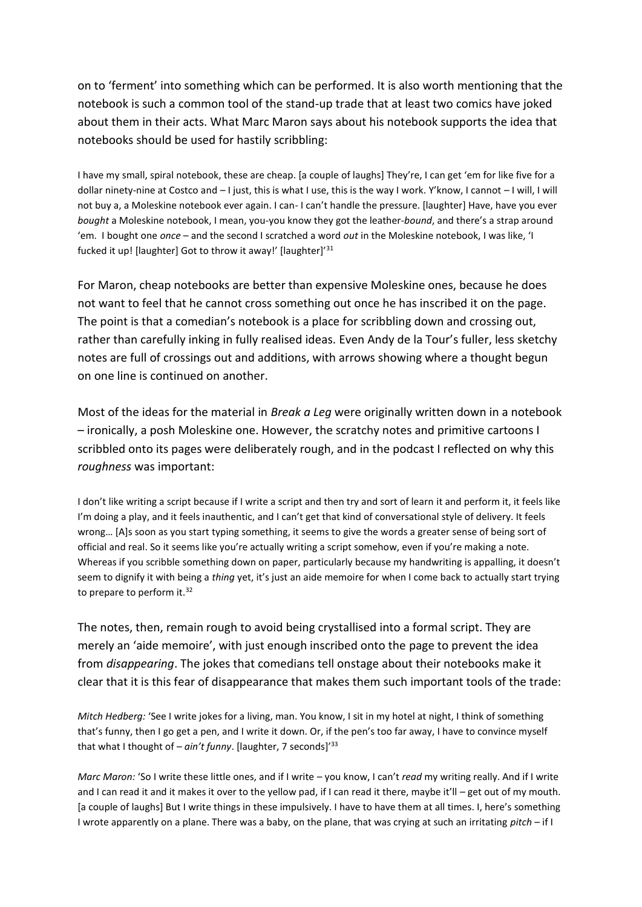on to 'ferment' into something which can be performed. It is also worth mentioning that the notebook is such a common tool of the stand-up trade that at least two comics have joked about them in their acts. What Marc Maron says about his notebook supports the idea that notebooks should be used for hastily scribbling:

> I have my small, spiral notebook, these are cheap. [a couple of laughs] They're, I can get 'em for like five for a dollar ninety-nine at Costco and – I just, this is what I use, this is the way I work. Y'know, I cannot – I will, I will not buy a, a Moleskine notebook ever again. I can- I can't handle the pressure. [laughter] Have, have you ever *bought* a Moleskine notebook, I mean, you-you know they got the leather-*bound*, and there's a strap around 'em. I bought one *once* – and the second I scratched a word *out* in the Moleskine notebook, I was like, 'I fucked it up! [laughter] Got to throw it away!' [laughter]'[31]

For Maron, cheap notebooks are better than expensive Moleskine ones, because he does not want to feel that he cannot cross something out once he has inscribed it on the page. The point is that a comedian's notebook is a place for scribbling down and crossing out, rather than carefully inking in fully realised ideas. Even Andy de la Tour's fuller, less sketchy notes are full of crossings out and additions, with arrows showing where a thought begun on one line is continued on another.

Most of the ideas for the material in *Break a Leg* were originally written down in a notebook – ironically, a posh Moleskine one. However, the scratchy notes and primitive cartoons I scribbled onto its pages were deliberately rough, and in the podcast I reflected on why this *roughness* was important:

> I don't like writing a script because if I write a script and then try and sort of learn it and perform it, it feels like I'm doing a play, and it feels inauthentic, and I can't get that kind of conversational style of delivery. It feels wrong… [A]s soon as you start typing something, it seems to give the words a greater sense of being sort of official and real. So it seems like you're actually writing a script somehow, even if you're making a note. Whereas if you scribble something down on paper, particularly because my handwriting is appalling, it doesn't seem to dignify it with being a *thing* yet, it's just an aide memoire for when I come back to actually start trying to prepare to perform it.[32]

The notes, then, remain rough to avoid being crystallised into a formal script. They are merely an 'aide memoire', with just enough inscribed onto the page to prevent the idea from *disappearing*. The jokes that comedians tell onstage about their notebooks make it clear that it is this fear of disappearance that makes them such important tools of the trade:

> *Mitch Hedberg:* 'See I write jokes for a living, man. You know, I sit in my hotel at night, I think of something that's funny, then I go get a pen, and I write it down. Or, if the pen's too far away, I have to convince myself that what I thought of – *ain't funny*. [laughter, 7 seconds]'[33]

> *Marc Maron:* 'So I write these little ones, and if I write – you know, I can't *read* my writing really. And if I write and I can read it and it makes it over to the yellow pad, if I can read it there, maybe it'll – get out of my mouth. [a couple of laughs] But I write things in these impulsively. I have to have them at all times. I, here's something I wrote apparently on a plane. There was a baby, on the plane, that was crying at such an irritating *pitch* – if I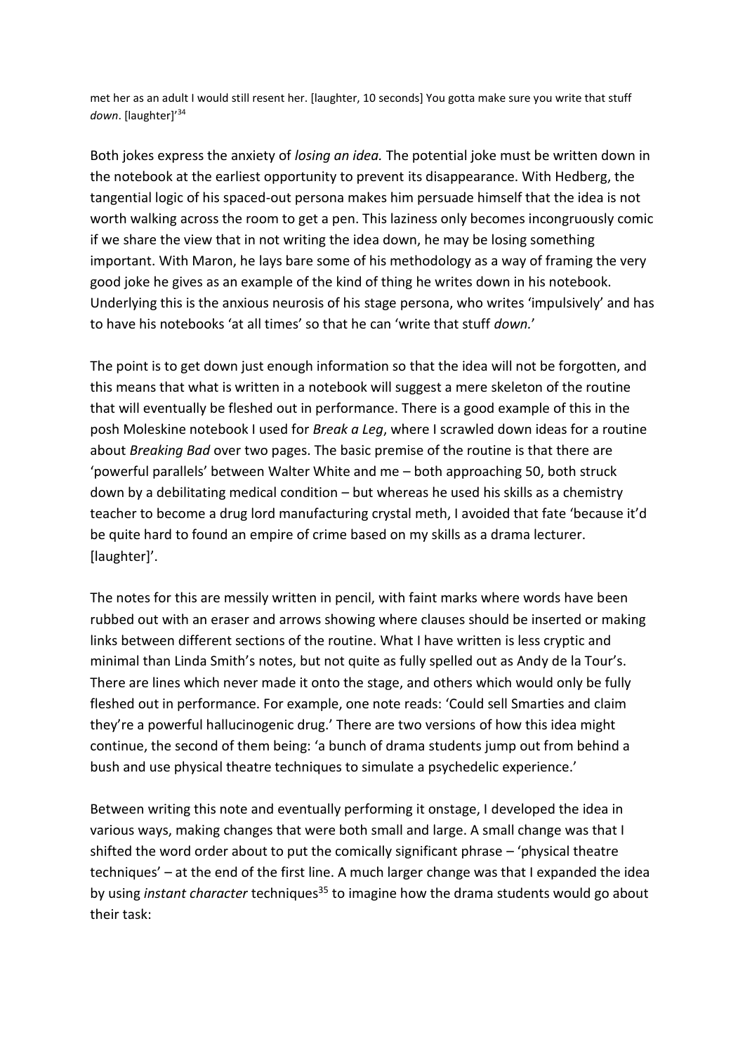met her as an adult I would still resent her. [laughter, 10 seconds] You gotta make sure you write that stuff *down*. [laughter]'[34]

Both jokes express the anxiety of *losing an idea.* The potential joke must be written down in the notebook at the earliest opportunity to prevent its disappearance. With Hedberg, the tangential logic of his spaced-out persona makes him persuade himself that the idea is not worth walking across the room to get a pen. This laziness only becomes incongruously comic if we share the view that in not writing the idea down, he may be losing something important. With Maron, he lays bare some of his methodology as a way of framing the very good joke he gives as an example of the kind of thing he writes down in his notebook. Underlying this is the anxious neurosis of his stage persona, who writes 'impulsively' and has to have his notebooks 'at all times' so that he can 'write that stuff *down.*'

The point is to get down just enough information so that the idea will not be forgotten, and this means that what is written in a notebook will suggest a mere skeleton of the routine that will eventually be fleshed out in performance. There is a good example of this in the posh Moleskine notebook I used for *Break a Leg*, where I scrawled down ideas for a routine about *Breaking Bad* over two pages. The basic premise of the routine is that there are 'powerful parallels' between Walter White and me – both approaching 50, both struck down by a debilitating medical condition – but whereas he used his skills as a chemistry teacher to become a drug lord manufacturing crystal meth, I avoided that fate 'because it'd be quite hard to found an empire of crime based on my skills as a drama lecturer. [laughter]'.

The notes for this are messily written in pencil, with faint marks where words have been rubbed out with an eraser and arrows showing where clauses should be inserted or making links between different sections of the routine. What I have written is less cryptic and minimal than Linda Smith's notes, but not quite as fully spelled out as Andy de la Tour's. There are lines which never made it onto the stage, and others which would only be fully fleshed out in performance. For example, one note reads: 'Could sell Smarties and claim they're a powerful hallucinogenic drug.' There are two versions of how this idea might continue, the second of them being: 'a bunch of drama students jump out from behind a bush and use physical theatre techniques to simulate a psychedelic experience.'

Between writing this note and eventually performing it onstage, I developed the idea in various ways, making changes that were both small and large. A small change was that I shifted the word order about to put the comically significant phrase – 'physical theatre techniques' – at the end of the first line. A much larger change was that I expanded the idea by using *instant character* techniques[35] to imagine how the drama students would go about their task: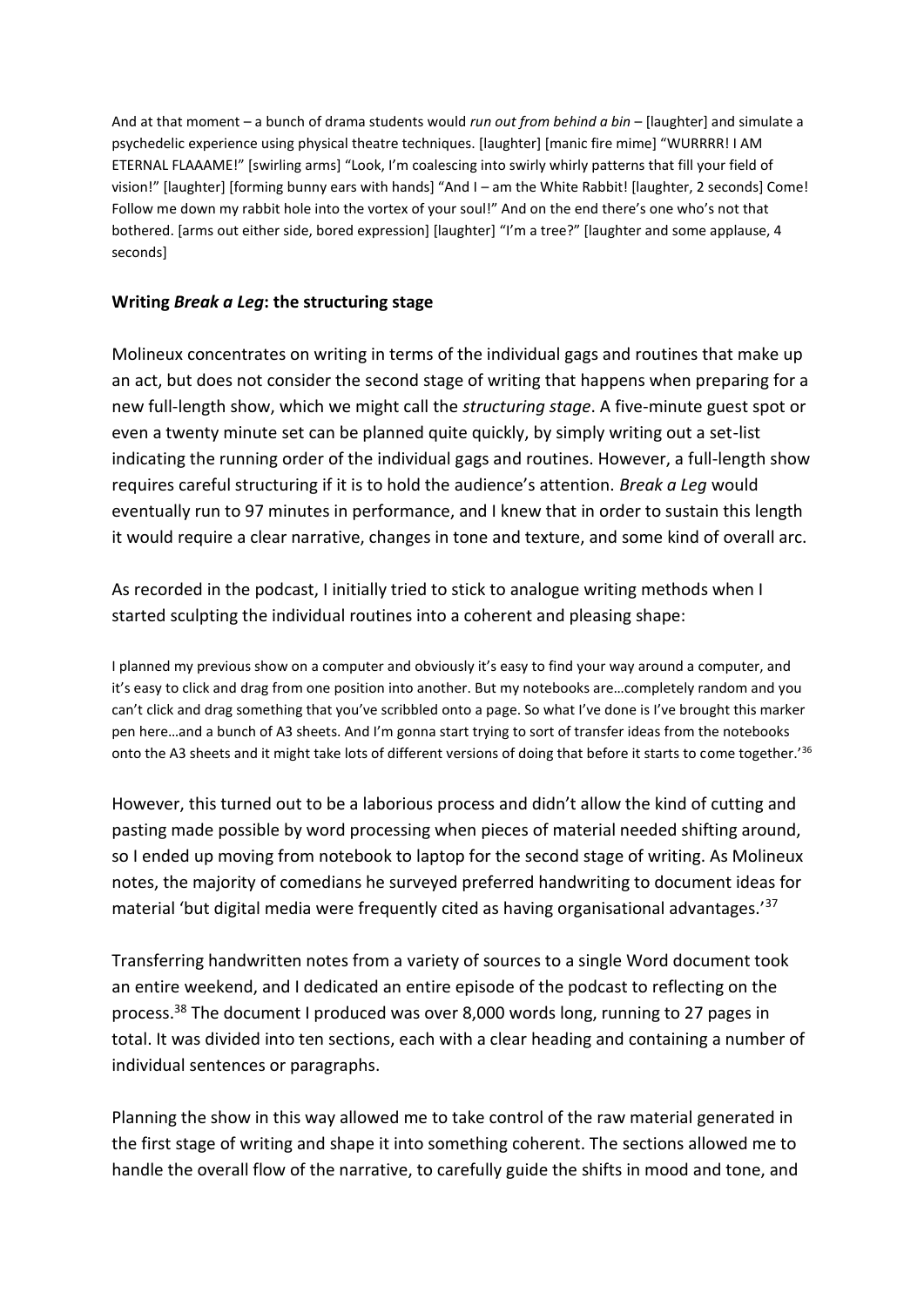And at that moment – a bunch of drama students would *run out from behind a bin* – [laughter] and simulate a psychedelic experience using physical theatre techniques. [laughter] [manic fire mime] "WURRRR! I AM ETERNAL FLAAAME!" [swirling arms] "Look, I'm coalescing into swirly whirly patterns that fill your field of vision!" [laughter] [forming bunny ears with hands] "And I – am the White Rabbit! [laughter, 2 seconds] Come! Follow me down my rabbit hole into the vortex of your soul!" And on the end there's one who's not that bothered. [arms out either side, bored expression] [laughter] "I'm a tree?" [laughter and some applause, 4 seconds]

### Writing *Break a Leg*: the structuring stage

Molineux concentrates on writing in terms of the individual gags and routines that make up an act, but does not consider the second stage of writing that happens when preparing for a new full-length show, which we might call the *structuring stage*. A five-minute guest spot or even a twenty minute set can be planned quite quickly, by simply writing out a set-list indicating the running order of the individual gags and routines. However, a full-length show requires careful structuring if it is to hold the audience's attention. *Break a Leg* would eventually run to 97 minutes in performance, and I knew that in order to sustain this length it would require a clear narrative, changes in tone and texture, and some kind of overall arc.

As recorded in the podcast, I initially tried to stick to analogue writing methods when I started sculpting the individual routines into a coherent and pleasing shape:

I planned my previous show on a computer and obviously it's easy to find your way around a computer, and it's easy to click and drag from one position into another. But my notebooks are…completely random and you can't click and drag something that you've scribbled onto a page. So what I've done is I've brought this marker pen here…and a bunch of A3 sheets. And I'm gonna start trying to sort of transfer ideas from the notebooks onto the A3 sheets and it might take lots of different versions of doing that before it starts to come together.'[36]

However, this turned out to be a laborious process and didn't allow the kind of cutting and pasting made possible by word processing when pieces of material needed shifting around, so I ended up moving from notebook to laptop for the second stage of writing. As Molineux notes, the majority of comedians he surveyed preferred handwriting to document ideas for material 'but digital media were frequently cited as having organisational advantages.'[37]

Transferring handwritten notes from a variety of sources to a single Word document took an entire weekend, and I dedicated an entire episode of the podcast to reflecting on the process.[38] The document I produced was over 8,000 words long, running to 27 pages in total. It was divided into ten sections, each with a clear heading and containing a number of individual sentences or paragraphs.

Planning the show in this way allowed me to take control of the raw material generated in the first stage of writing and shape it into something coherent. The sections allowed me to handle the overall flow of the narrative, to carefully guide the shifts in mood and tone, and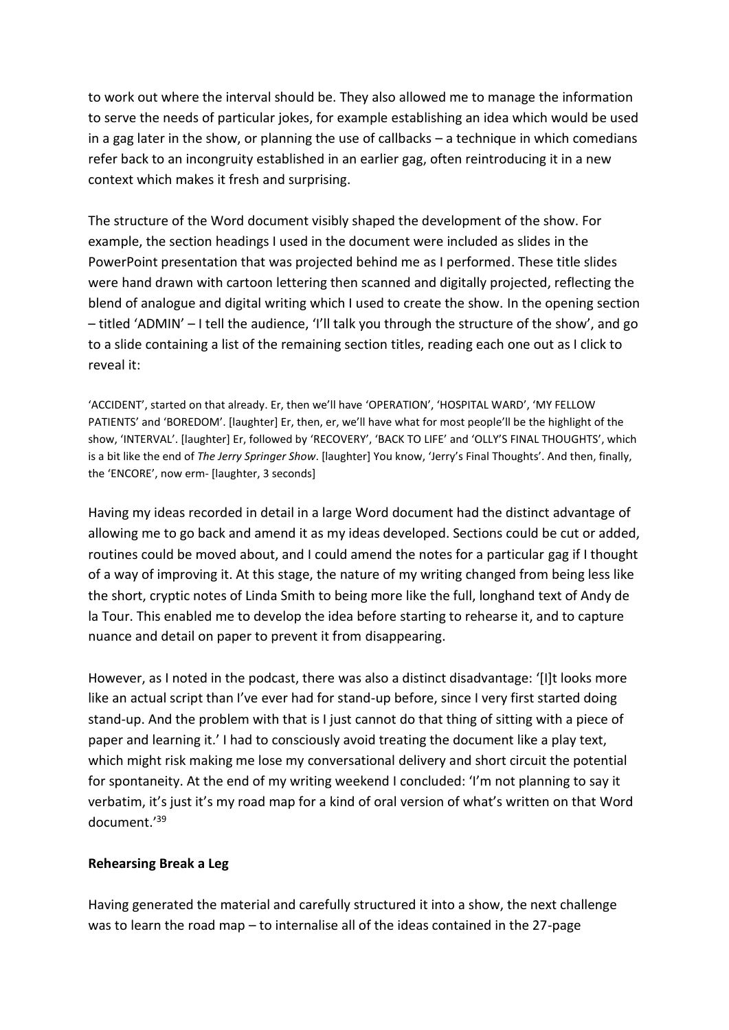to work out where the interval should be. They also allowed me to manage the information to serve the needs of particular jokes, for example establishing an idea which would be used in a gag later in the show, or planning the use of callbacks – a technique in which comedians refer back to an incongruity established in an earlier gag, often reintroducing it in a new context which makes it fresh and surprising.

The structure of the Word document visibly shaped the development of the show. For example, the section headings I used in the document were included as slides in the PowerPoint presentation that was projected behind me as I performed. These title slides were hand drawn with cartoon lettering then scanned and digitally projected, reflecting the blend of analogue and digital writing which I used to create the show. In the opening section – titled 'ADMIN' – I tell the audience, 'I'll talk you through the structure of the show', and go to a slide containing a list of the remaining section titles, reading each one out as I click to reveal it:

> 'ACCIDENT', started on that already. Er, then we'll have 'OPERATION', 'HOSPITAL WARD', 'MY FELLOW PATIENTS' and 'BOREDOM'. [laughter] Er, then, er, we'll have what for most people'll be the highlight of the show, 'INTERVAL'. [laughter] Er, followed by 'RECOVERY', 'BACK TO LIFE' and 'OLLY'S FINAL THOUGHTS', which is a bit like the end of *The Jerry Springer Show*. [laughter] You know, 'Jerry's Final Thoughts'. And then, finally, the 'ENCORE', now erm- [laughter, 3 seconds]

Having my ideas recorded in detail in a large Word document had the distinct advantage of allowing me to go back and amend it as my ideas developed. Sections could be cut or added, routines could be moved about, and I could amend the notes for a particular gag if I thought of a way of improving it. At this stage, the nature of my writing changed from being less like the short, cryptic notes of Linda Smith to being more like the full, longhand text of Andy de la Tour. This enabled me to develop the idea before starting to rehearse it, and to capture nuance and detail on paper to prevent it from disappearing.

However, as I noted in the podcast, there was also a distinct disadvantage: '[I]t looks more like an actual script than I've ever had for stand-up before, since I very first started doing stand-up. And the problem with that is I just cannot do that thing of sitting with a piece of paper and learning it.' I had to consciously avoid treating the document like a play text, which might risk making me lose my conversational delivery and short circuit the potential for spontaneity. At the end of my writing weekend I concluded: 'I'm not planning to say it verbatim, it's just it's my road map for a kind of oral version of what's written on that Word document.'[39]

**Rehearsing Break a Leg**

Having generated the material and carefully structured it into a show, the next challenge was to learn the road map – to internalise all of the ideas contained in the 27-page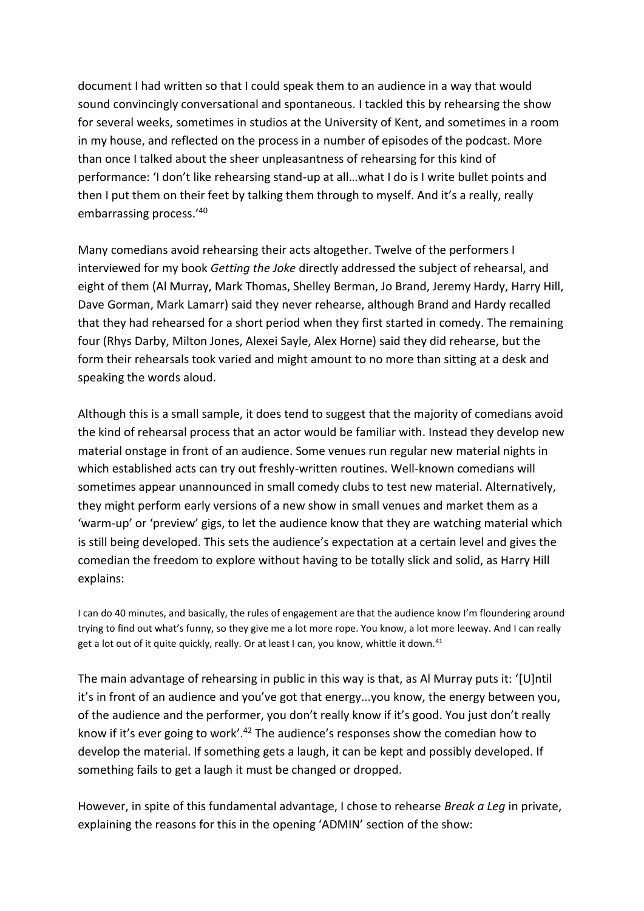document I had written so that I could speak them to an audience in a way that would sound convincingly conversational and spontaneous. I tackled this by rehearsing the show for several weeks, sometimes in studios at the University of Kent, and sometimes in a room in my house, and reflected on the process in a number of episodes of the podcast. More than once I talked about the sheer unpleasantness of rehearsing for this kind of performance: 'I don't like rehearsing stand-up at all…what I do is I write bullet points and then I put them on their feet by talking them through to myself. And it's a really, really embarrassing process.'[40]

Many comedians avoid rehearsing their acts altogether. Twelve of the performers I interviewed for my book *Getting the Joke* directly addressed the subject of rehearsal, and eight of them (Al Murray, Mark Thomas, Shelley Berman, Jo Brand, Jeremy Hardy, Harry Hill, Dave Gorman, Mark Lamarr) said they never rehearse, although Brand and Hardy recalled that they had rehearsed for a short period when they first started in comedy. The remaining four (Rhys Darby, Milton Jones, Alexei Sayle, Alex Horne) said they did rehearse, but the form their rehearsals took varied and might amount to no more than sitting at a desk and speaking the words aloud.

Although this is a small sample, it does tend to suggest that the majority of comedians avoid the kind of rehearsal process that an actor would be familiar with. Instead they develop new material onstage in front of an audience. Some venues run regular new material nights in which established acts can try out freshly-written routines. Well-known comedians will sometimes appear unannounced in small comedy clubs to test new material. Alternatively, they might perform early versions of a new show in small venues and market them as a 'warm-up' or 'preview' gigs, to let the audience know that they are watching material which is still being developed. This sets the audience's expectation at a certain level and gives the comedian the freedom to explore without having to be totally slick and solid, as Harry Hill explains:

> I can do 40 minutes, and basically, the rules of engagement are that the audience know I'm floundering around trying to find out what's funny, so they give me a lot more rope. You know, a lot more leeway. And I can really get a lot out of it quite quickly, really. Or at least I can, you know, whittle it down.[41]

The main advantage of rehearsing in public in this way is that, as Al Murray puts it: '[U]ntil it's in front of an audience and you've got that energy...you know, the energy between you, of the audience and the performer, you don't really know if it's good. You just don't really know if it's ever going to work'.[42] The audience's responses show the comedian how to develop the material. If something gets a laugh, it can be kept and possibly developed. If something fails to get a laugh it must be changed or dropped.

However, in spite of this fundamental advantage, I chose to rehearse *Break a Leg* in private, explaining the reasons for this in the opening 'ADMIN' section of the show: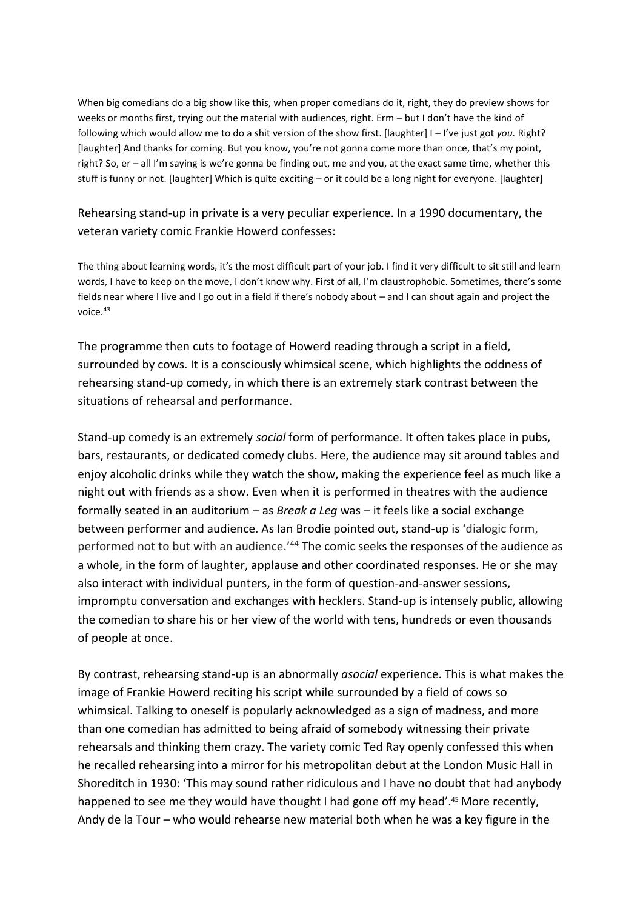When big comedians do a big show like this, when proper comedians do it, right, they do preview shows for weeks or months first, trying out the material with audiences, right. Erm – but I don't have the kind of following which would allow me to do a shit version of the show first. [laughter] I – I've just got *you.* Right? [laughter] And thanks for coming. But you know, you're not gonna come more than once, that's my point, right? So, er – all I'm saying is we're gonna be finding out, me and you, at the exact same time, whether this stuff is funny or not. [laughter] Which is quite exciting – or it could be a long night for everyone. [laughter]

Rehearsing stand-up in private is a very peculiar experience. In a 1990 documentary, the veteran variety comic Frankie Howerd confesses:

The thing about learning words, it's the most difficult part of your job. I find it very difficult to sit still and learn words, I have to keep on the move, I don't know why. First of all, I'm claustrophobic. Sometimes, there's some fields near where I live and I go out in a field if there's nobody about – and I can shout again and project the voice.[43]

The programme then cuts to footage of Howerd reading through a script in a field, surrounded by cows. It is a consciously whimsical scene, which highlights the oddness of rehearsing stand-up comedy, in which there is an extremely stark contrast between the situations of rehearsal and performance.

Stand-up comedy is an extremely *social* form of performance. It often takes place in pubs, bars, restaurants, or dedicated comedy clubs. Here, the audience may sit around tables and enjoy alcoholic drinks while they watch the show, making the experience feel as much like a night out with friends as a show. Even when it is performed in theatres with the audience formally seated in an auditorium – as *Break a Leg* was – it feels like a social exchange between performer and audience. As Ian Brodie pointed out, stand-up is 'dialogic form, performed not to but with an audience.'[44] The comic seeks the responses of the audience as a whole, in the form of laughter, applause and other coordinated responses. He or she may also interact with individual punters, in the form of question-and-answer sessions, impromptu conversation and exchanges with hecklers. Stand-up is intensely public, allowing the comedian to share his or her view of the world with tens, hundreds or even thousands of people at once.

By contrast, rehearsing stand-up is an abnormally *asocial* experience. This is what makes the image of Frankie Howerd reciting his script while surrounded by a field of cows so whimsical. Talking to oneself is popularly acknowledged as a sign of madness, and more than one comedian has admitted to being afraid of somebody witnessing their private rehearsals and thinking them crazy. The variety comic Ted Ray openly confessed this when he recalled rehearsing into a mirror for his metropolitan debut at the London Music Hall in Shoreditch in 1930: 'This may sound rather ridiculous and I have no doubt that had anybody happened to see me they would have thought I had gone off my head'.[45] More recently, Andy de la Tour – who would rehearse new material both when he was a key figure in the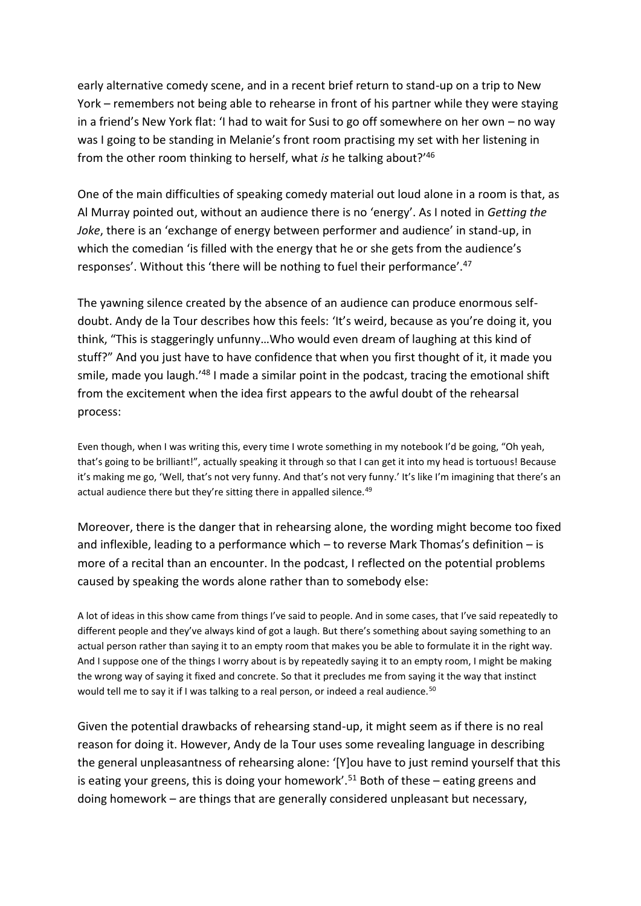early alternative comedy scene, and in a recent brief return to stand-up on a trip to New York – remembers not being able to rehearse in front of his partner while they were staying in a friend's New York flat: 'I had to wait for Susi to go off somewhere on her own – no way was I going to be standing in Melanie's front room practising my set with her listening in from the other room thinking to herself, what *is* he talking about?'[46]

One of the main difficulties of speaking comedy material out loud alone in a room is that, as Al Murray pointed out, without an audience there is no 'energy'. As I noted in *Getting the Joke*, there is an 'exchange of energy between performer and audience' in stand-up, in which the comedian 'is filled with the energy that he or she gets from the audience's responses'. Without this 'there will be nothing to fuel their performance'.[47]

The yawning silence created by the absence of an audience can produce enormous self-doubt. Andy de la Tour describes how this feels: 'It's weird, because as you're doing it, you think, "This is staggeringly unfunny…Who would even dream of laughing at this kind of stuff?" And you just have to have confidence that when you first thought of it, it made you smile, made you laugh.'[48] I made a similar point in the podcast, tracing the emotional shift from the excitement when the idea first appears to the awful doubt of the rehearsal process:

> Even though, when I was writing this, every time I wrote something in my notebook I'd be going, "Oh yeah, that's going to be brilliant!", actually speaking it through so that I can get it into my head is tortuous! Because it's making me go, 'Well, that's not very funny. And that's not very funny.' It's like I'm imagining that there's an actual audience there but they're sitting there in appalled silence.[49]

Moreover, there is the danger that in rehearsing alone, the wording might become too fixed and inflexible, leading to a performance which – to reverse Mark Thomas's definition – is more of a recital than an encounter. In the podcast, I reflected on the potential problems caused by speaking the words alone rather than to somebody else:

> A lot of ideas in this show came from things I've said to people. And in some cases, that I've said repeatedly to different people and they've always kind of got a laugh. But there's something about saying something to an actual person rather than saying it to an empty room that makes you be able to formulate it in the right way. And I suppose one of the things I worry about is by repeatedly saying it to an empty room, I might be making the wrong way of saying it fixed and concrete. So that it precludes me from saying it the way that instinct would tell me to say it if I was talking to a real person, or indeed a real audience.[50]

Given the potential drawbacks of rehearsing stand-up, it might seem as if there is no real reason for doing it. However, Andy de la Tour uses some revealing language in describing the general unpleasantness of rehearsing alone: '[Y]ou have to just remind yourself that this is eating your greens, this is doing your homework'.[51] Both of these – eating greens and doing homework – are things that are generally considered unpleasant but necessary,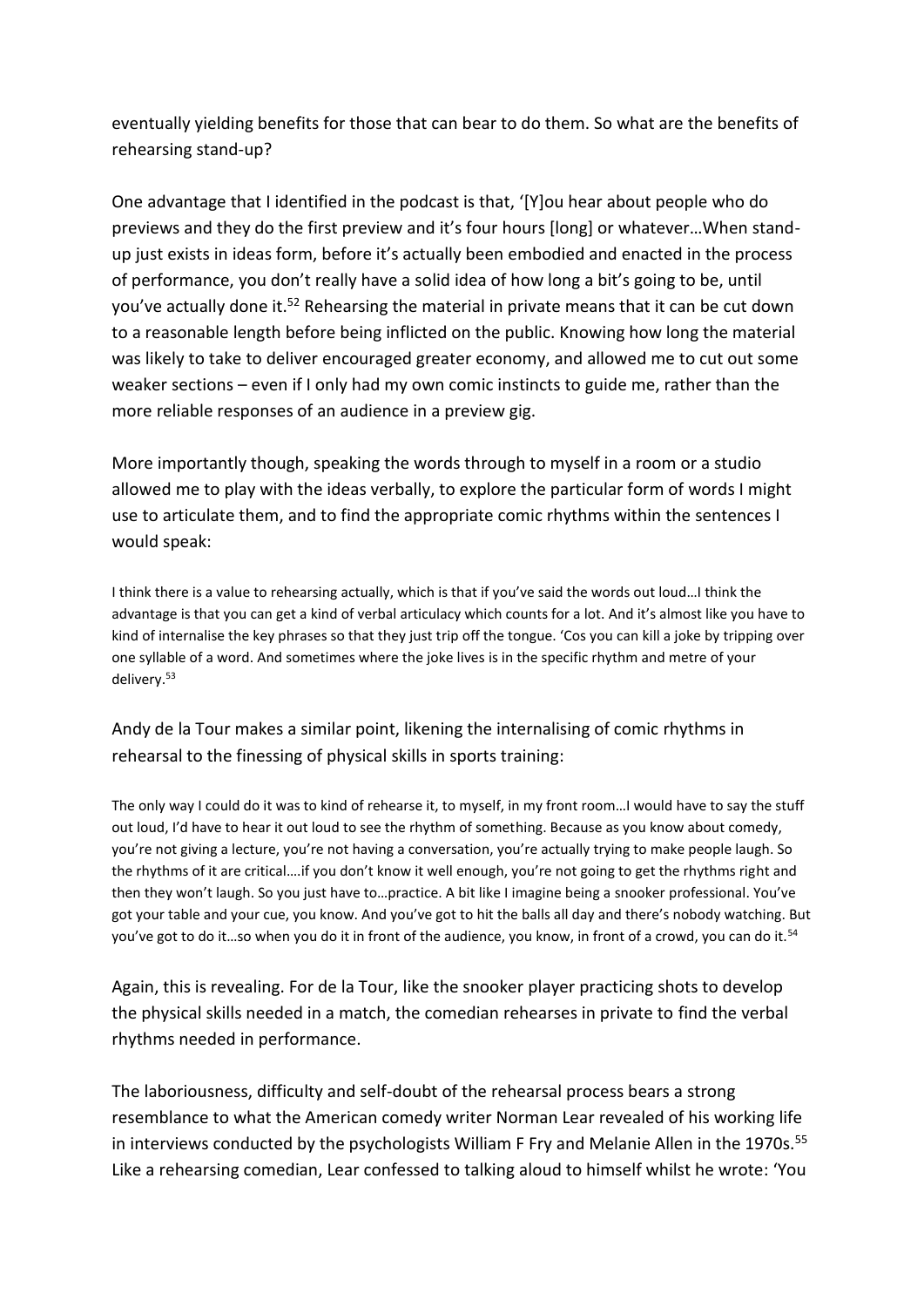eventually yielding benefits for those that can bear to do them. So what are the benefits of rehearsing stand-up?

One advantage that I identified in the podcast is that, '[Y]ou hear about people who do previews and they do the first preview and it's four hours [long] or whatever…When stand-up just exists in ideas form, before it's actually been embodied and enacted in the process of performance, you don't really have a solid idea of how long a bit's going to be, until you've actually done it.[52] Rehearsing the material in private means that it can be cut down to a reasonable length before being inflicted on the public. Knowing how long the material was likely to take to deliver encouraged greater economy, and allowed me to cut out some weaker sections – even if I only had my own comic instincts to guide me, rather than the more reliable responses of an audience in a preview gig.

More importantly though, speaking the words through to myself in a room or a studio allowed me to play with the ideas verbally, to explore the particular form of words I might use to articulate them, and to find the appropriate comic rhythms within the sentences I would speak:

> I think there is a value to rehearsing actually, which is that if you've said the words out loud…I think the advantage is that you can get a kind of verbal articulacy which counts for a lot. And it's almost like you have to kind of internalise the key phrases so that they just trip off the tongue. 'Cos you can kill a joke by tripping over one syllable of a word. And sometimes where the joke lives is in the specific rhythm and metre of your delivery.[53]

Andy de la Tour makes a similar point, likening the internalising of comic rhythms in rehearsal to the finessing of physical skills in sports training:

> The only way I could do it was to kind of rehearse it, to myself, in my front room…I would have to say the stuff out loud, I'd have to hear it out loud to see the rhythm of something. Because as you know about comedy, you're not giving a lecture, you're not having a conversation, you're actually trying to make people laugh. So the rhythms of it are critical….if you don't know it well enough, you're not going to get the rhythms right and then they won't laugh. So you just have to…practice. A bit like I imagine being a snooker professional. You've got your table and your cue, you know. And you've got to hit the balls all day and there's nobody watching. But you've got to do it…so when you do it in front of the audience, you know, in front of a crowd, you can do it.[54]

Again, this is revealing. For de la Tour, like the snooker player practicing shots to develop the physical skills needed in a match, the comedian rehearses in private to find the verbal rhythms needed in performance.

The laboriousness, difficulty and self-doubt of the rehearsal process bears a strong resemblance to what the American comedy writer Norman Lear revealed of his working life in interviews conducted by the psychologists William F Fry and Melanie Allen in the 1970s.[55] Like a rehearsing comedian, Lear confessed to talking aloud to himself whilst he wrote: 'You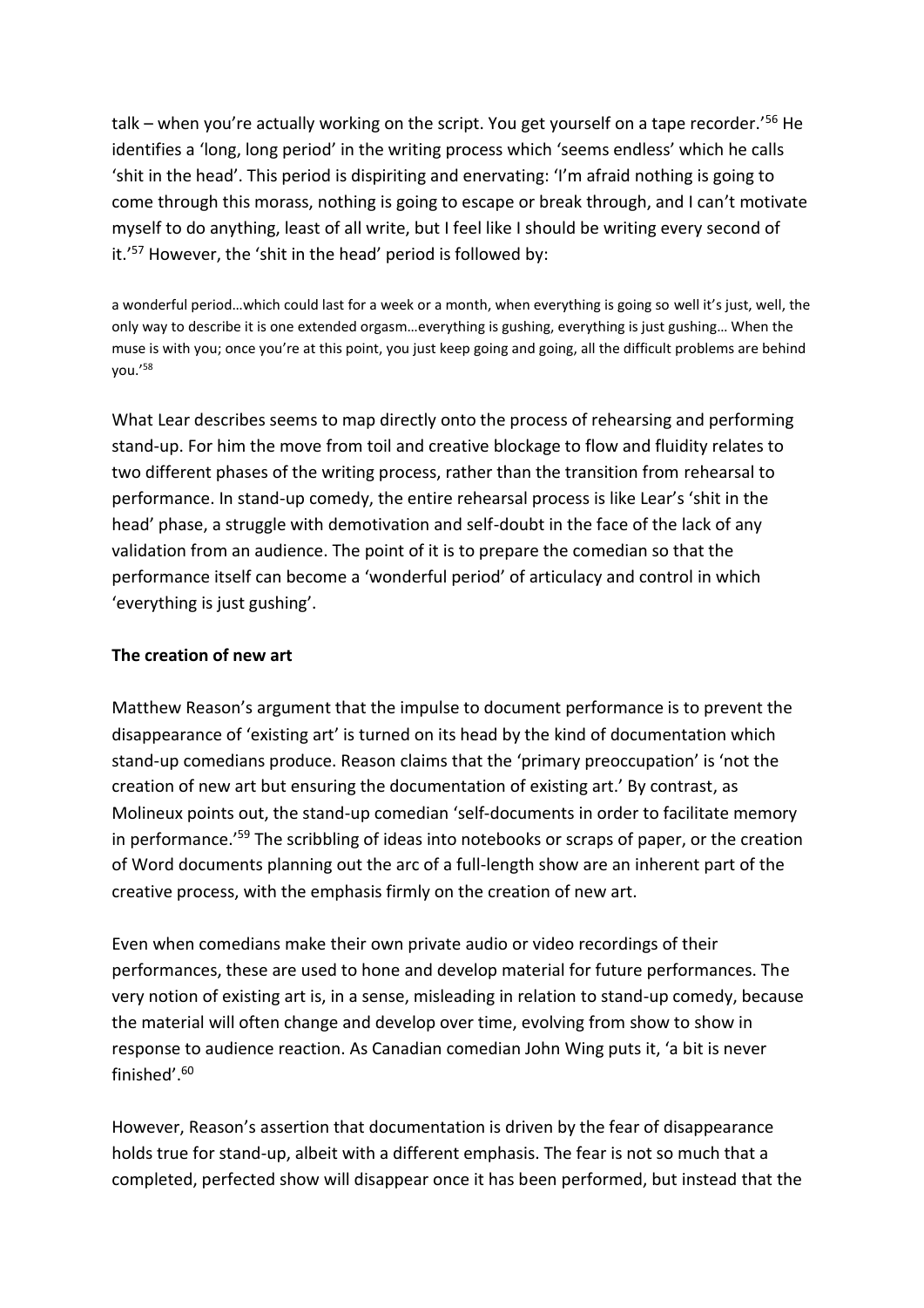talk – when you're actually working on the script. You get yourself on a tape recorder.'[56] He identifies a 'long, long period' in the writing process which 'seems endless' which he calls 'shit in the head'. This period is dispiriting and enervating: 'I'm afraid nothing is going to come through this morass, nothing is going to escape or break through, and I can't motivate myself to do anything, least of all write, but I feel like I should be writing every second of it.'[57] However, the 'shit in the head' period is followed by:

> a wonderful period…which could last for a week or a month, when everything is going so well it's just, well, the only way to describe it is one extended orgasm…everything is gushing, everything is just gushing… When the muse is with you; once you're at this point, you just keep going and going, all the difficult problems are behind you.'[58]

What Lear describes seems to map directly onto the process of rehearsing and performing stand-up. For him the move from toil and creative blockage to flow and fluidity relates to two different phases of the writing process, rather than the transition from rehearsal to performance. In stand-up comedy, the entire rehearsal process is like Lear's 'shit in the head' phase, a struggle with demotivation and self-doubt in the face of the lack of any validation from an audience. The point of it is to prepare the comedian so that the performance itself can become a 'wonderful period' of articulacy and control in which 'everything is just gushing'.

**The creation of new art**

Matthew Reason's argument that the impulse to document performance is to prevent the disappearance of 'existing art' is turned on its head by the kind of documentation which stand-up comedians produce. Reason claims that the 'primary preoccupation' is 'not the creation of new art but ensuring the documentation of existing art.' By contrast, as Molineux points out, the stand-up comedian 'self-documents in order to facilitate memory in performance.'[59] The scribbling of ideas into notebooks or scraps of paper, or the creation of Word documents planning out the arc of a full-length show are an inherent part of the creative process, with the emphasis firmly on the creation of new art.

Even when comedians make their own private audio or video recordings of their performances, these are used to hone and develop material for future performances. The very notion of existing art is, in a sense, misleading in relation to stand-up comedy, because the material will often change and develop over time, evolving from show to show in response to audience reaction. As Canadian comedian John Wing puts it, 'a bit is never finished'.[60]

However, Reason's assertion that documentation is driven by the fear of disappearance holds true for stand-up, albeit with a different emphasis. The fear is not so much that a completed, perfected show will disappear once it has been performed, but instead that the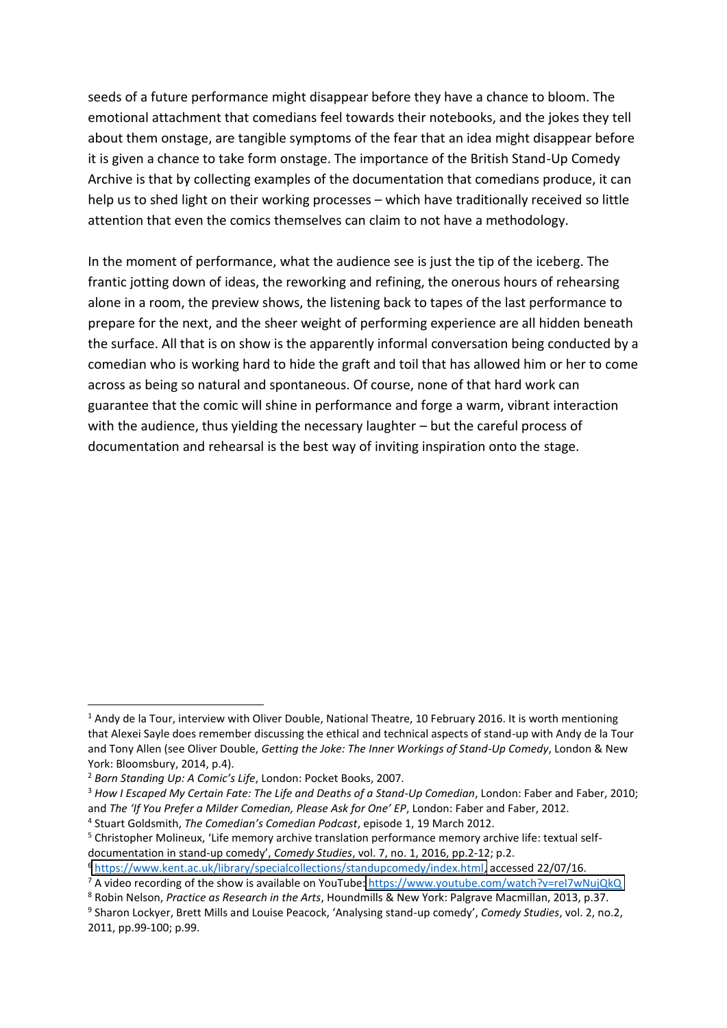seeds of a future performance might disappear before they have a chance to bloom. The emotional attachment that comedians feel towards their notebooks, and the jokes they tell about them onstage, are tangible symptoms of the fear that an idea might disappear before it is given a chance to take form onstage. The importance of the British Stand-Up Comedy Archive is that by collecting examples of the documentation that comedians produce, it can help us to shed light on their working processes – which have traditionally received so little attention that even the comics themselves can claim to not have a methodology.

In the moment of performance, what the audience see is just the tip of the iceberg. The frantic jotting down of ideas, the reworking and refining, the onerous hours of rehearsing alone in a room, the preview shows, the listening back to tapes of the last performance to prepare for the next, and the sheer weight of performing experience are all hidden beneath the surface. All that is on show is the apparently informal conversation being conducted by a comedian who is working hard to hide the graft and toil that has allowed him or her to come across as being so natural and spontaneous. Of course, none of that hard work can guarantee that the comic will shine in performance and forge a warm, vibrant interaction with the audience, thus yielding the necessary laughter – but the careful process of documentation and rehearsal is the best way of inviting inspiration onto the stage.

---

[1] Andy de la Tour, interview with Oliver Double, National Theatre, 10 February 2016. It is worth mentioning that Alexei Sayle does remember discussing the ethical and technical aspects of stand-up with Andy de la Tour and Tony Allen (see Oliver Double, *Getting the Joke: The Inner Workings of Stand-Up Comedy*, London & New York: Bloomsbury, 2014, p.4).

[2] *Born Standing Up: A Comic's Life*, London: Pocket Books, 2007.

[3] *How I Escaped My Certain Fate: The Life and Deaths of a Stand-Up Comedian*, London: Faber and Faber, 2010; and *The 'If You Prefer a Milder Comedian, Please Ask for One' EP*, London: Faber and Faber, 2012.

[4] Stuart Goldsmith, *The Comedian's Comedian Podcast*, episode 1, 19 March 2012.

[5] Christopher Molineux, 'Life memory archive translation performance memory archive life: textual self-documentation in stand-up comedy', *Comedy Studies*, vol. 7, no. 1, 2016, pp.2-12; p.2.

[6] https://www.kent.ac.uk/library/specialcollections/standupcomedy/index.html, accessed 22/07/16.

[7] A video recording of the show is available on YouTube: https://www.youtube.com/watch?v=reI7wNujQkQ

[8] Robin Nelson, *Practice as Research in the Arts*, Houndmills & New York: Palgrave Macmillan, 2013, p.37.

[9] Sharon Lockyer, Brett Mills and Louise Peacock, 'Analysing stand-up comedy', *Comedy Studies*, vol. 2, no.2, 2011, pp.99-100; p.99.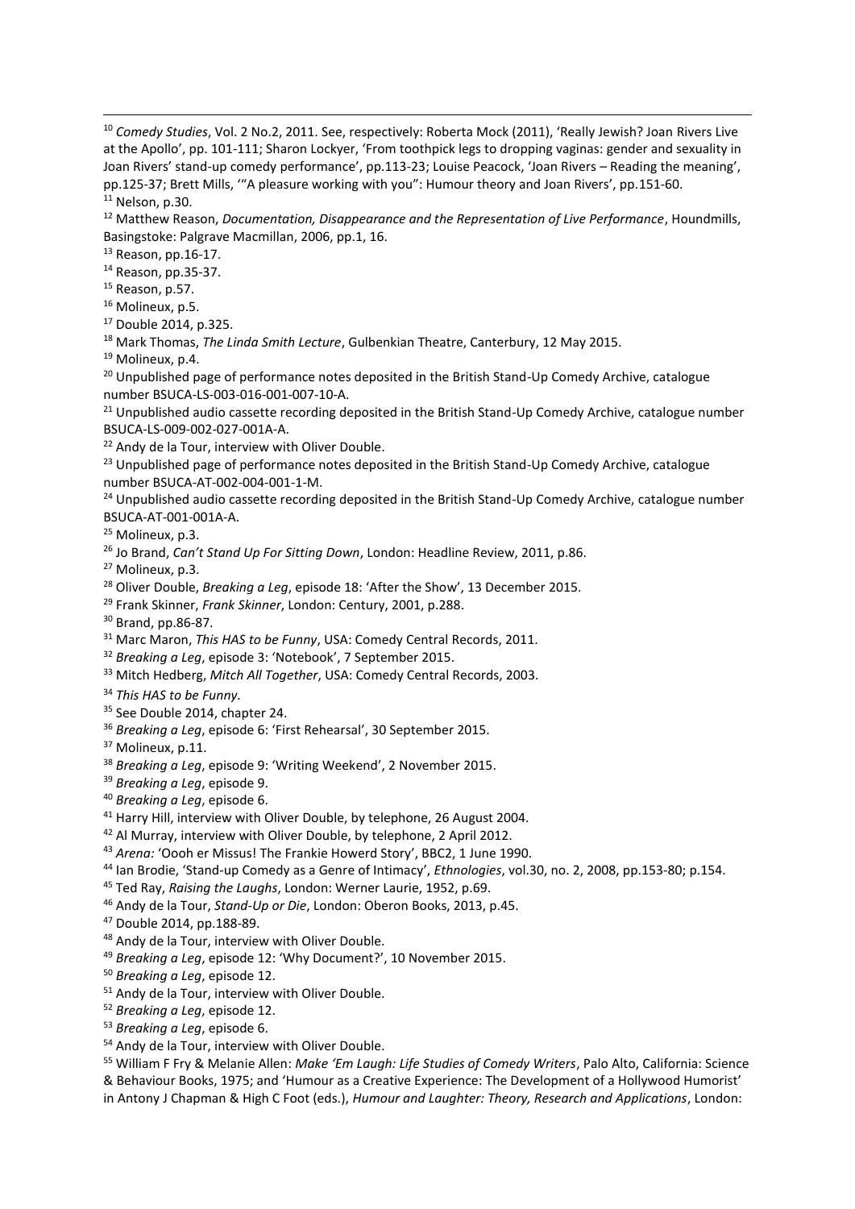[10] *Comedy Studies*, Vol. 2 No.2, 2011. See, respectively: Roberta Mock (2011), 'Really Jewish? Joan Rivers Live at the Apollo', pp. 101-111; Sharon Lockyer, 'From toothpick legs to dropping vaginas: gender and sexuality in Joan Rivers' stand-up comedy performance', pp.113-23; Louise Peacock, 'Joan Rivers – Reading the meaning', pp.125-37; Brett Mills, '"A pleasure working with you": Humour theory and Joan Rivers', pp.151-60.

[11] Nelson, p.30.

[12] Matthew Reason, *Documentation, Disappearance and the Representation of Live Performance*, Houndmills, Basingstoke: Palgrave Macmillan, 2006, pp.1, 16.

[13] Reason, pp.16-17.

[14] Reason, pp.35-37.

[15] Reason, p.57.

[16] Molineux, p.5.

[17] Double 2014, p.325.

[18] Mark Thomas, *The Linda Smith Lecture*, Gulbenkian Theatre, Canterbury, 12 May 2015.

[19] Molineux, p.4.

[20] Unpublished page of performance notes deposited in the British Stand-Up Comedy Archive, catalogue number BSUCA-LS-003-016-001-007-10-A.

[21] Unpublished audio cassette recording deposited in the British Stand-Up Comedy Archive, catalogue number BSUCA-LS-009-002-027-001A-A.

[22] Andy de la Tour, interview with Oliver Double.

[23] Unpublished page of performance notes deposited in the British Stand-Up Comedy Archive, catalogue number BSUCA-AT-002-004-001-1-M.

[24] Unpublished audio cassette recording deposited in the British Stand-Up Comedy Archive, catalogue number BSUCA-AT-001-001A-A.

[25] Molineux, p.3.

[26] Jo Brand, *Can't Stand Up For Sitting Down*, London: Headline Review, 2011, p.86.

[27] Molineux, p.3.

[28] Oliver Double, *Breaking a Leg*, episode 18: 'After the Show', 13 December 2015.

[29] Frank Skinner, *Frank Skinner*, London: Century, 2001, p.288.

[30] Brand, pp.86-87.

[31] Marc Maron, *This HAS to be Funny*, USA: Comedy Central Records, 2011.

[32] *Breaking a Leg*, episode 3: 'Notebook', 7 September 2015.

[33] Mitch Hedberg, *Mitch All Together*, USA: Comedy Central Records, 2003.

[34] *This HAS to be Funny*.

[35] See Double 2014, chapter 24.

[36] *Breaking a Leg*, episode 6: 'First Rehearsal', 30 September 2015.

[37] Molineux, p.11.

[38] *Breaking a Leg*, episode 9: 'Writing Weekend', 2 November 2015.

[39] *Breaking a Leg*, episode 9.

[40] *Breaking a Leg*, episode 6.

[41] Harry Hill, interview with Oliver Double, by telephone, 26 August 2004.

[42] Al Murray, interview with Oliver Double, by telephone, 2 April 2012.

[43] *Arena:* 'Oooh er Missus! The Frankie Howerd Story', BBC2, 1 June 1990.

[44] Ian Brodie, 'Stand-up Comedy as a Genre of Intimacy', *Ethnologies*, vol.30, no. 2, 2008, pp.153-80; p.154.

[45] Ted Ray, *Raising the Laughs*, London: Werner Laurie, 1952, p.69.

[46] Andy de la Tour, *Stand-Up or Die*, London: Oberon Books, 2013, p.45.

[47] Double 2014, pp.188-89.

[48] Andy de la Tour, interview with Oliver Double.

[49] *Breaking a Leg*, episode 12: 'Why Document?', 10 November 2015.

[50] *Breaking a Leg*, episode 12.

[51] Andy de la Tour, interview with Oliver Double.

[52] *Breaking a Leg*, episode 12.

[53] *Breaking a Leg*, episode 6.

[54] Andy de la Tour, interview with Oliver Double.

[55] William F Fry & Melanie Allen: *Make 'Em Laugh: Life Studies of Comedy Writers*, Palo Alto, California: Science & Behaviour Books, 1975; and 'Humour as a Creative Experience: The Development of a Hollywood Humorist' in Antony J Chapman & High C Foot (eds.), *Humour and Laughter: Theory, Research and Applications*, London: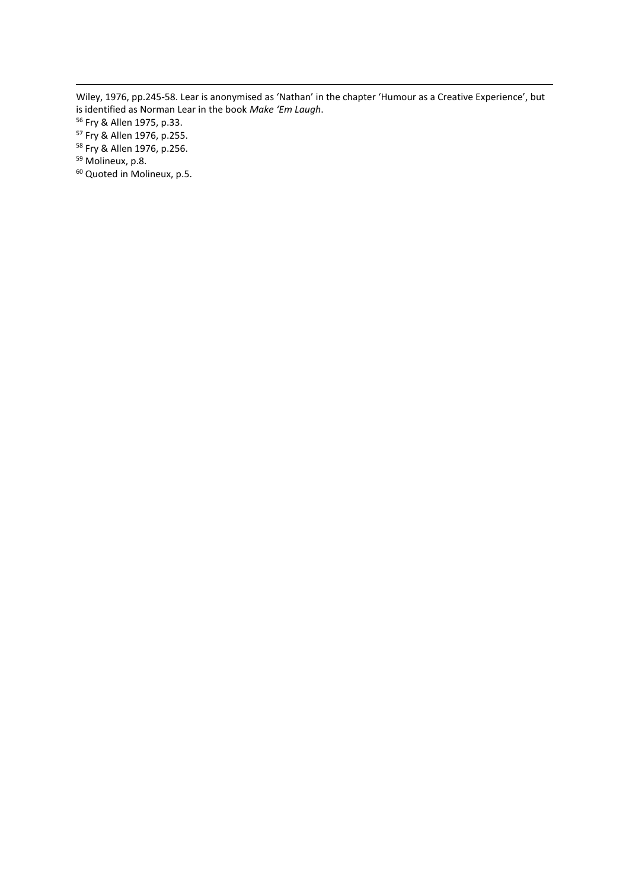Wiley, 1976, pp.245-58. Lear is anonymised as 'Nathan' in the chapter 'Humour as a Creative Experience', but is identified as Norman Lear in the book *Make 'Em Laugh*.

[56] Fry & Allen 1975, p.33.

[57] Fry & Allen 1976, p.255.

[58] Fry & Allen 1976, p.256.

[59] Molineux, p.8.

[60] Quoted in Molineux, p.5.